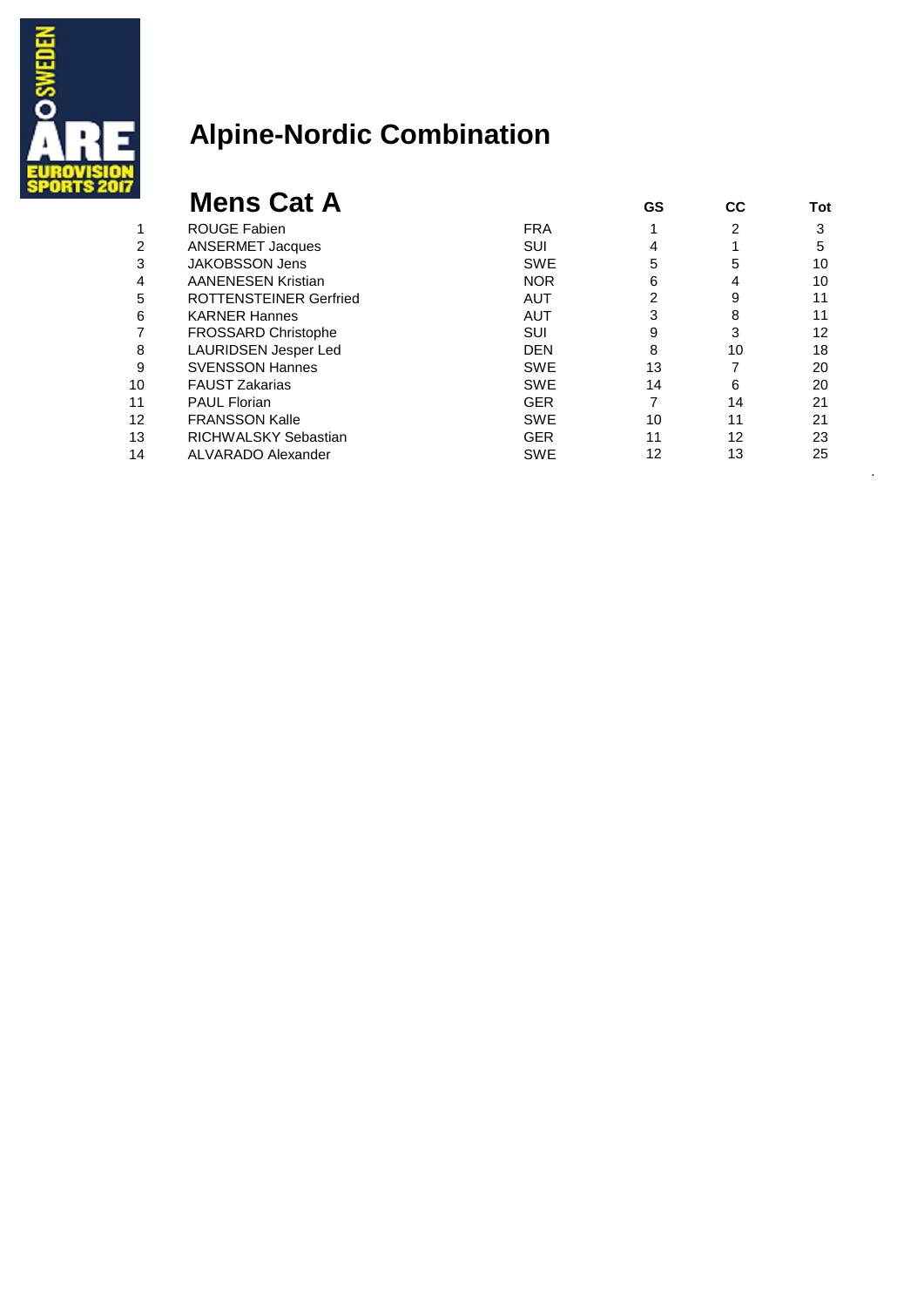# Alpine-Nordic Combination

## Mens Cat A

|  |  |  | GS | CC | Tot |
|---|---|---|---|---|---|
| 1 | ROUGE Fabien | FRA | 1 | 2 | 3 |
| 2 | ANSERMET Jacques | SUI | 4 | 1 | 5 |
| 3 | JAKOBSSON Jens | SWE | 5 | 5 | 10 |
| 4 | AANENESEN Kristian | NOR | 6 | 4 | 10 |
| 5 | ROTTENSTEINER Gerfried | AUT | 2 | 9 | 11 |
| 6 | KARNER Hannes | AUT | 3 | 8 | 11 |
| 7 | FROSSARD Christophe | SUI | 9 | 3 | 12 |
| 8 | LAURIDSEN Jesper Led | DEN | 8 | 10 | 18 |
| 9 | SVENSSON Hannes | SWE | 13 | 7 | 20 |
| 10 | FAUST Zakarias | SWE | 14 | 6 | 20 |
| 11 | PAUL Florian | GER | 7 | 14 | 21 |
| 12 | FRANSSON Kalle | SWE | 10 | 11 | 21 |
| 13 | RICHWALSKY Sebastian | GER | 11 | 12 | 23 |
| 14 | ALVARADO Alexander | SWE | 12 | 13 | 25 |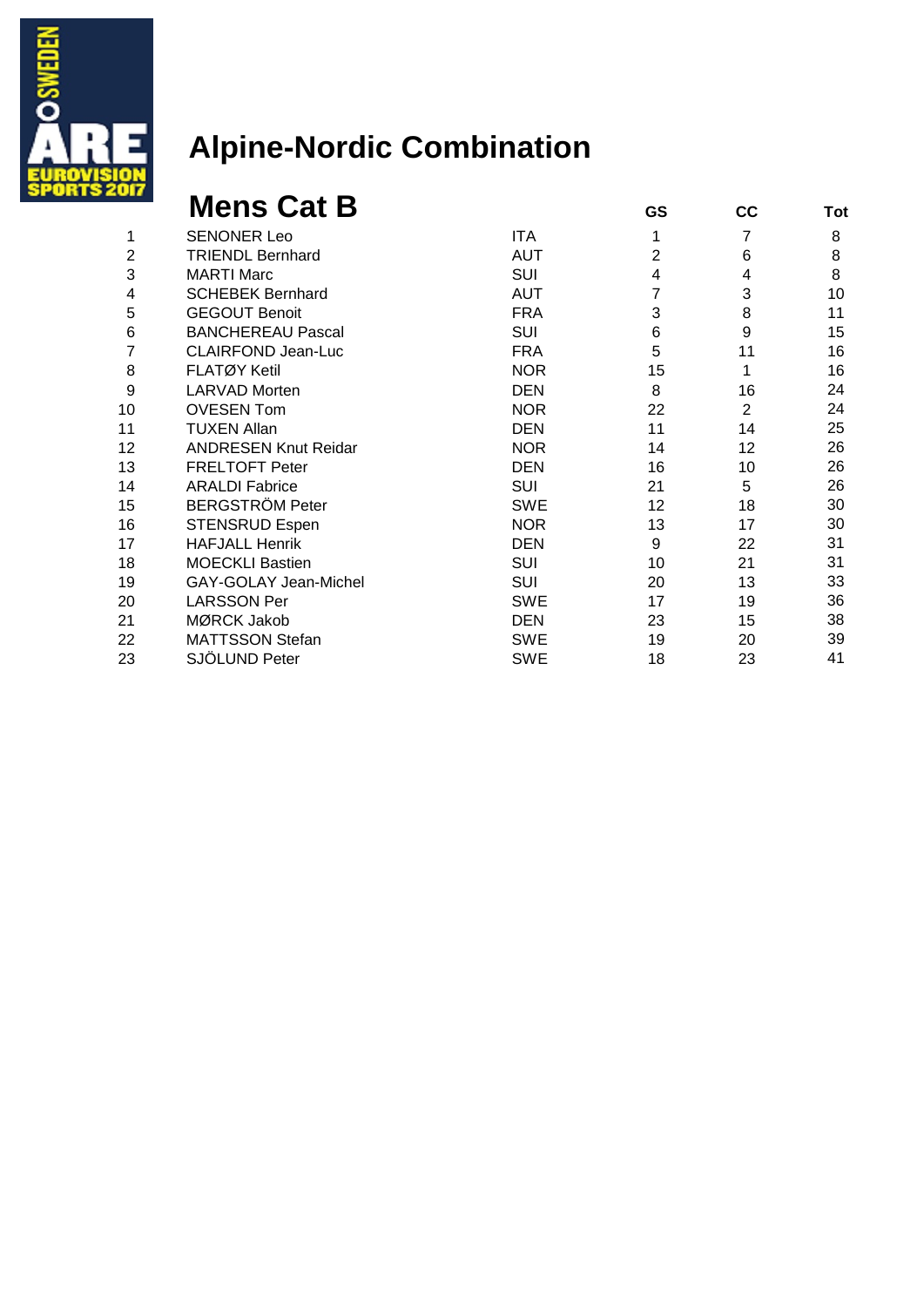# Alpine-Nordic Combination

## Mens Cat B

| | | | GS | CC | Tot |
|---|---|---|---|---|---|
| 1 | SENONER Leo | ITA | 1 | 7 | 8 |
| 2 | TRIENDL Bernhard | AUT | 2 | 6 | 8 |
| 3 | MARTI Marc | SUI | 4 | 4 | 8 |
| 4 | SCHEBEK Bernhard | AUT | 7 | 3 | 10 |
| 5 | GEGOUT Benoit | FRA | 3 | 8 | 11 |
| 6 | BANCHEREAU Pascal | SUI | 6 | 9 | 15 |
| 7 | CLAIRFOND Jean-Luc | FRA | 5 | 11 | 16 |
| 8 | FLATØY Ketil | NOR | 15 | 1 | 16 |
| 9 | LARVAD Morten | DEN | 8 | 16 | 24 |
| 10 | OVESEN Tom | NOR | 22 | 2 | 24 |
| 11 | TUXEN Allan | DEN | 11 | 14 | 25 |
| 12 | ANDRESEN Knut Reidar | NOR | 14 | 12 | 26 |
| 13 | FRELTOFT Peter | DEN | 16 | 10 | 26 |
| 14 | ARALDI Fabrice | SUI | 21 | 5 | 26 |
| 15 | BERGSTRÖM Peter | SWE | 12 | 18 | 30 |
| 16 | STENSRUD Espen | NOR | 13 | 17 | 30 |
| 17 | HAFJALL Henrik | DEN | 9 | 22 | 31 |
| 18 | MOECKLI Bastien | SUI | 10 | 21 | 31 |
| 19 | GAY-GOLAY Jean-Michel | SUI | 20 | 13 | 33 |
| 20 | LARSSON Per | SWE | 17 | 19 | 36 |
| 21 | MØRCK Jakob | DEN | 23 | 15 | 38 |
| 22 | MATTSSON Stefan | SWE | 19 | 20 | 39 |
| 23 | SJÖLUND Peter | SWE | 18 | 23 | 41 |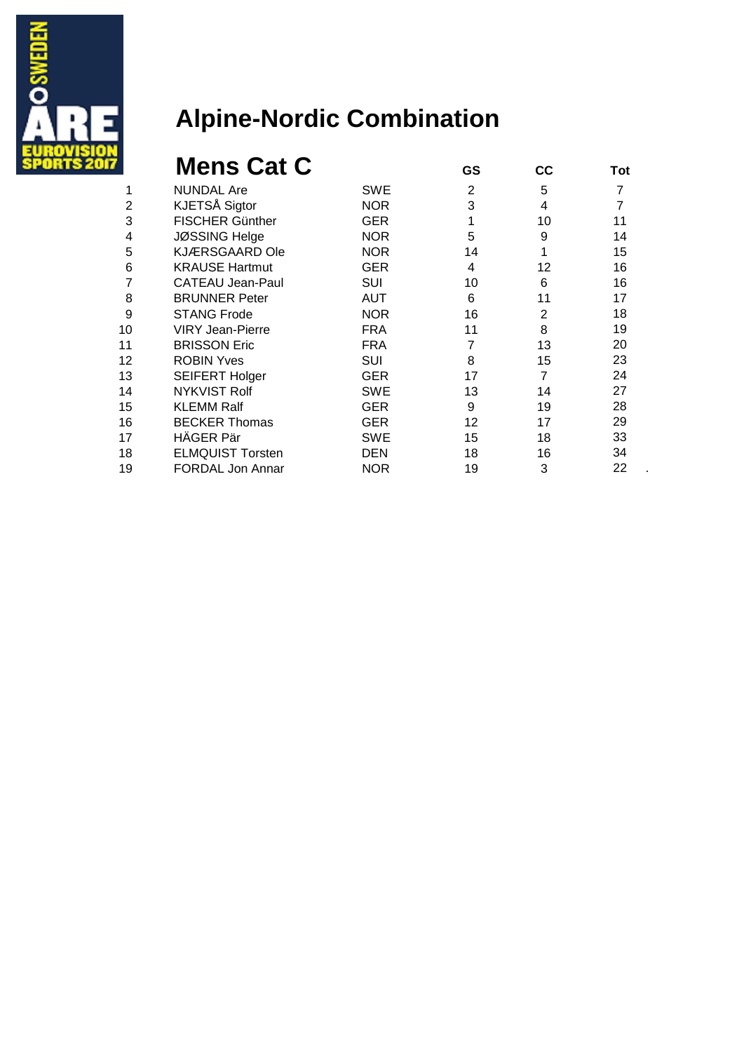# Alpine-Nordic Combination

## Mens Cat C

| | | | GS | CC | Tot |
|---|---|---|---|---|---|
| 1 | NUNDAL Are | SWE | 2 | 5 | 7 |
| 2 | KJETSÅ Sigtor | NOR | 3 | 4 | 7 |
| 3 | FISCHER Günther | GER | 1 | 10 | 11 |
| 4 | JØSSING Helge | NOR | 5 | 9 | 14 |
| 5 | KJÆRSGAARD Ole | NOR | 14 | 1 | 15 |
| 6 | KRAUSE Hartmut | GER | 4 | 12 | 16 |
| 7 | CATEAU Jean-Paul | SUI | 10 | 6 | 16 |
| 8 | BRUNNER Peter | AUT | 6 | 11 | 17 |
| 9 | STANG Frode | NOR | 16 | 2 | 18 |
| 10 | VIRY Jean-Pierre | FRA | 11 | 8 | 19 |
| 11 | BRISSON Eric | FRA | 7 | 13 | 20 |
| 12 | ROBIN Yves | SUI | 8 | 15 | 23 |
| 13 | SEIFERT Holger | GER | 17 | 7 | 24 |
| 14 | NYKVIST Rolf | SWE | 13 | 14 | 27 |
| 15 | KLEMM Ralf | GER | 9 | 19 | 28 |
| 16 | BECKER Thomas | GER | 12 | 17 | 29 |
| 17 | HÄGER Pär | SWE | 15 | 18 | 33 |
| 18 | ELMQUIST Torsten | DEN | 18 | 16 | 34 |
| 19 | FORDAL Jon Annar | NOR | 19 | 3 | 22 |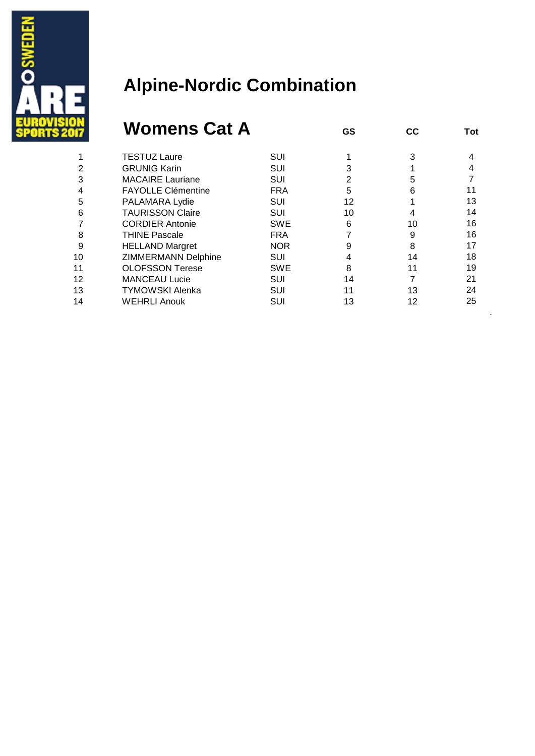# Alpine-Nordic Combination

## Womens Cat A

| | | | GS | CC | Tot |
|---|---|---|---|---|---|
| 1 | TESTUZ Laure | SUI | 1 | 3 | 4 |
| 2 | GRUNIG Karin | SUI | 3 | 1 | 4 |
| 3 | MACAIRE Lauriane | SUI | 2 | 5 | 7 |
| 4 | FAYOLLE Clémentine | FRA | 5 | 6 | 11 |
| 5 | PALAMARA Lydie | SUI | 12 | 1 | 13 |
| 6 | TAURISSON Claire | SUI | 10 | 4 | 14 |
| 7 | CORDIER Antonie | SWE | 6 | 10 | 16 |
| 8 | THINE Pascale | FRA | 7 | 9 | 16 |
| 9 | HELLAND Margret | NOR | 9 | 8 | 17 |
| 10 | ZIMMERMANN Delphine | SUI | 4 | 14 | 18 |
| 11 | OLOFSSON Terese | SWE | 8 | 11 | 19 |
| 12 | MANCEAU Lucie | SUI | 14 | 7 | 21 |
| 13 | TYMOWSKI Alenka | SUI | 11 | 13 | 24 |
| 14 | WEHRLI Anouk | SUI | 13 | 12 | 25 |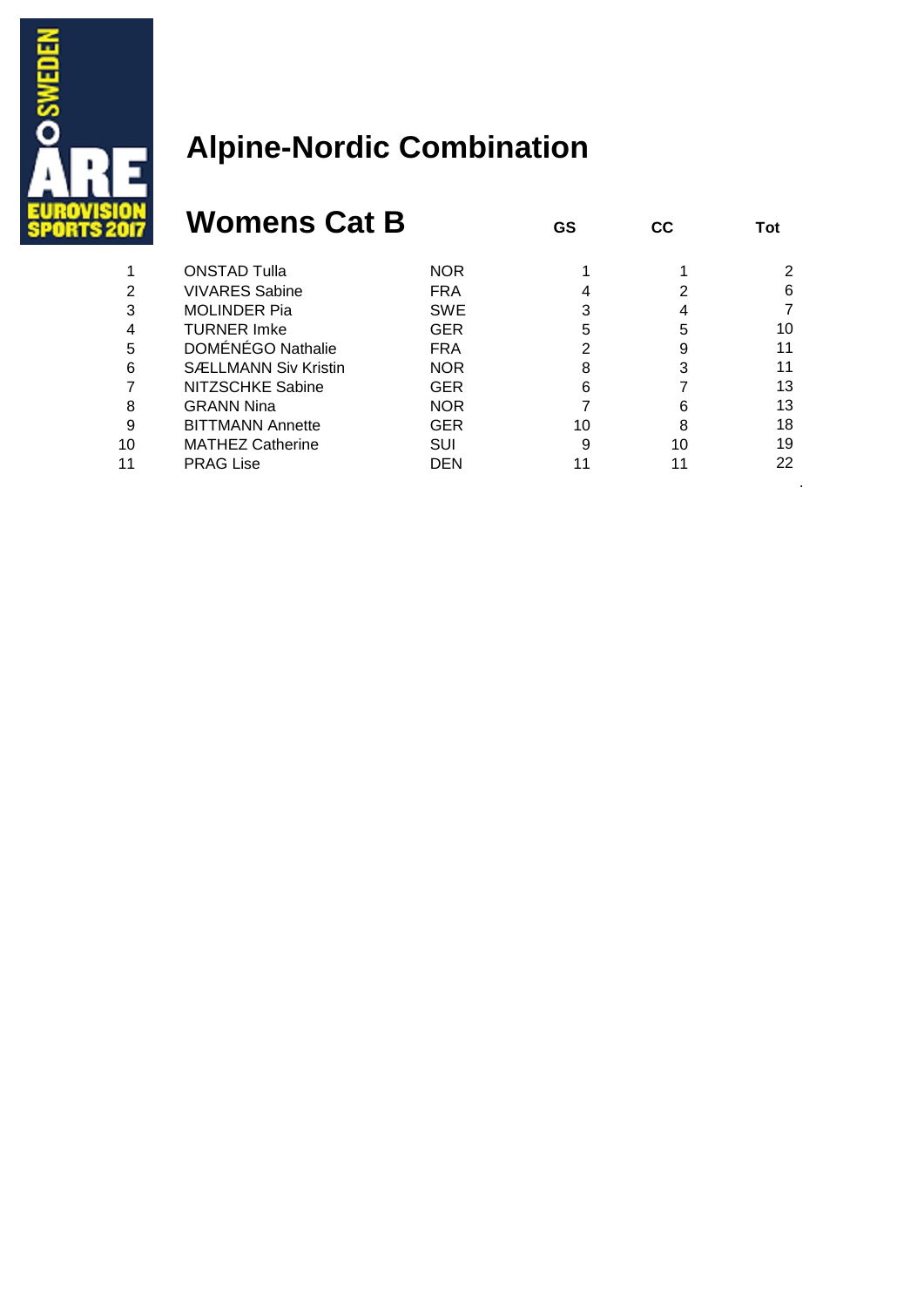# Alpine-Nordic Combination

## Womens Cat B

| | | | GS | CC | Tot |
|---|---|---|---|---|---|
| 1 | ONSTAD Tulla | NOR | 1 | 1 | 2 |
| 2 | VIVARES Sabine | FRA | 4 | 2 | 6 |
| 3 | MOLINDER Pia | SWE | 3 | 4 | 7 |
| 4 | TURNER Imke | GER | 5 | 5 | 10 |
| 5 | DOMÉNÉGO Nathalie | FRA | 2 | 9 | 11 |
| 6 | SÆLLMANN Siv Kristin | NOR | 8 | 3 | 11 |
| 7 | NITZSCHKE Sabine | GER | 6 | 7 | 13 |
| 8 | GRANN Nina | NOR | 7 | 6 | 13 |
| 9 | BITTMANN Annette | GER | 10 | 8 | 18 |
| 10 | MATHEZ Catherine | SUI | 9 | 10 | 19 |
| 11 | PRAG Lise | DEN | 11 | 11 | 22 |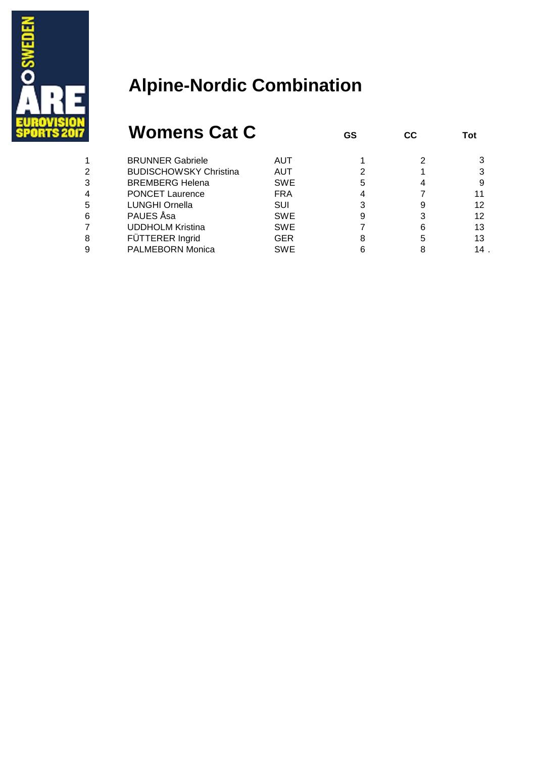# Alpine-Nordic Combination

## Womens Cat C

| | | | GS | CC | Tot |
|---|---|---|---|---|---|
| 1 | BRUNNER Gabriele | AUT | 1 | 2 | 3 |
| 2 | BUDISCHOWSKY Christina | AUT | 2 | 1 | 3 |
| 3 | BREMBERG Helena | SWE | 5 | 4 | 9 |
| 4 | PONCET Laurence | FRA | 4 | 7 | 11 |
| 5 | LUNGHI Ornella | SUI | 3 | 9 | 12 |
| 6 | PAUES Åsa | SWE | 9 | 3 | 12 |
| 7 | UDDHOLM Kristina | SWE | 7 | 6 | 13 |
| 8 | FÜTTERER Ingrid | GER | 8 | 5 | 13 |
| 9 | PALMEBORN Monica | SWE | 6 | 8 | 14 . |